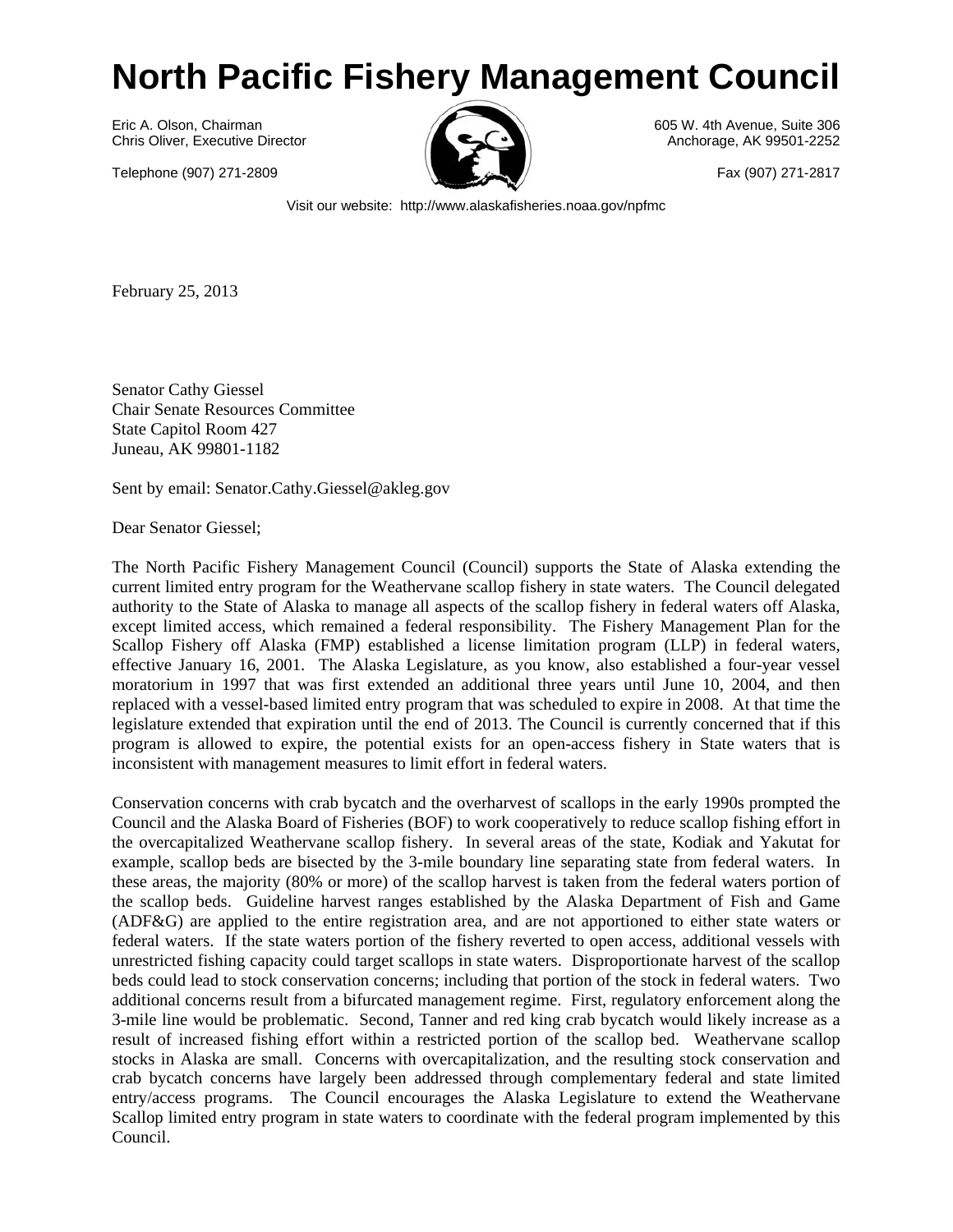# North Pacific Fishery Management Council

Eric A. Olson, Chairman
Chris Oliver, Executive Director

605 W. 4th Avenue, Suite 306
Anchorage, AK 99501-2252

Telephone (907) 271-2809

Fax (907) 271-2817

Visit our website: http://www.alaskafisheries.noaa.gov/npfmc

February 25, 2013

Senator Cathy Giessel
Chair Senate Resources Committee
State Capitol Room 427
Juneau, AK 99801-1182

Sent by email: Senator.Cathy.Giessel@akleg.gov

Dear Senator Giessel;

The North Pacific Fishery Management Council (Council) supports the State of Alaska extending the current limited entry program for the Weathervane scallop fishery in state waters. The Council delegated authority to the State of Alaska to manage all aspects of the scallop fishery in federal waters off Alaska, except limited access, which remained a federal responsibility. The Fishery Management Plan for the Scallop Fishery off Alaska (FMP) established a license limitation program (LLP) in federal waters, effective January 16, 2001. The Alaska Legislature, as you know, also established a four-year vessel moratorium in 1997 that was first extended an additional three years until June 10, 2004, and then replaced with a vessel-based limited entry program that was scheduled to expire in 2008. At that time the legislature extended that expiration until the end of 2013. The Council is currently concerned that if this program is allowed to expire, the potential exists for an open-access fishery in State waters that is inconsistent with management measures to limit effort in federal waters.

Conservation concerns with crab bycatch and the overharvest of scallops in the early 1990s prompted the Council and the Alaska Board of Fisheries (BOF) to work cooperatively to reduce scallop fishing effort in the overcapitalized Weathervane scallop fishery. In several areas of the state, Kodiak and Yakutat for example, scallop beds are bisected by the 3-mile boundary line separating state from federal waters. In these areas, the majority (80% or more) of the scallop harvest is taken from the federal waters portion of the scallop beds. Guideline harvest ranges established by the Alaska Department of Fish and Game (ADF&G) are applied to the entire registration area, and are not apportioned to either state waters or federal waters. If the state waters portion of the fishery reverted to open access, additional vessels with unrestricted fishing capacity could target scallops in state waters. Disproportionate harvest of the scallop beds could lead to stock conservation concerns; including that portion of the stock in federal waters. Two additional concerns result from a bifurcated management regime. First, regulatory enforcement along the 3-mile line would be problematic. Second, Tanner and red king crab bycatch would likely increase as a result of increased fishing effort within a restricted portion of the scallop bed. Weathervane scallop stocks in Alaska are small. Concerns with overcapitalization, and the resulting stock conservation and crab bycatch concerns have largely been addressed through complementary federal and state limited entry/access programs. The Council encourages the Alaska Legislature to extend the Weathervane Scallop limited entry program in state waters to coordinate with the federal program implemented by this Council.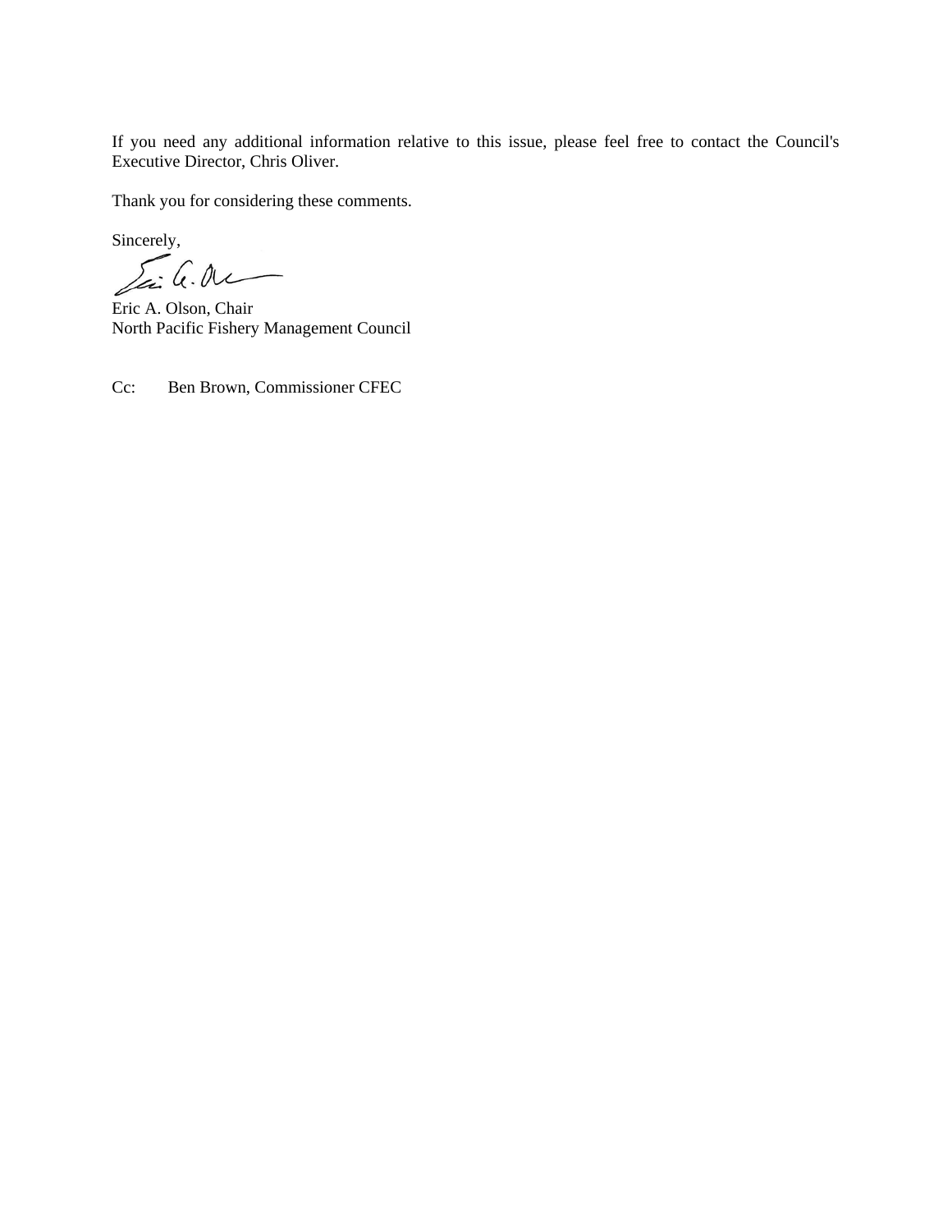If you need any additional information relative to this issue, please feel free to contact the Council's Executive Director, Chris Oliver.

Thank you for considering these comments.

Sincerely,

Eric A. Olson, Chair
North Pacific Fishery Management Council

Cc: Ben Brown, Commissioner CFEC